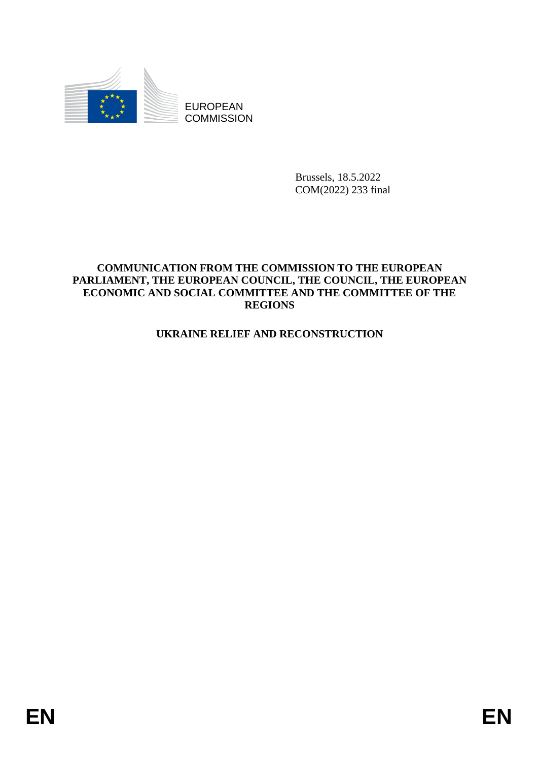EUROPEAN COMMISSION

Brussels, 18.5.2022
COM(2022) 233 final

**COMMUNICATION FROM THE COMMISSION TO THE EUROPEAN PARLIAMENT, THE EUROPEAN COUNCIL, THE COUNCIL, THE EUROPEAN ECONOMIC AND SOCIAL COMMITTEE AND THE COMMITTEE OF THE REGIONS**

# UKRAINE RELIEF AND RECONSTRUCTION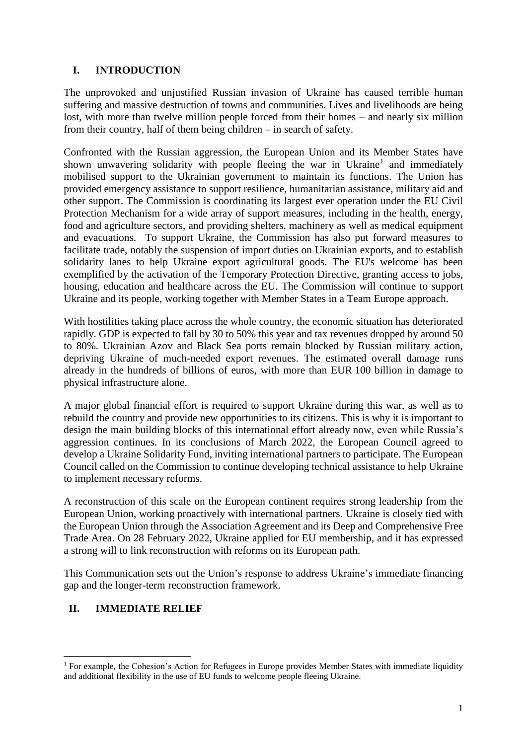## I. INTRODUCTION

The unprovoked and unjustified Russian invasion of Ukraine has caused terrible human suffering and massive destruction of towns and communities. Lives and livelihoods are being lost, with more than twelve million people forced from their homes – and nearly six million from their country, half of them being children – in search of safety.

Confronted with the Russian aggression, the European Union and its Member States have shown unwavering solidarity with people fleeing the war in Ukraine[1] and immediately mobilised support to the Ukrainian government to maintain its functions. The Union has provided emergency assistance to support resilience, humanitarian assistance, military aid and other support. The Commission is coordinating its largest ever operation under the EU Civil Protection Mechanism for a wide array of support measures, including in the health, energy, food and agriculture sectors, and providing shelters, machinery as well as medical equipment and evacuations. To support Ukraine, the Commission has also put forward measures to facilitate trade, notably the suspension of import duties on Ukrainian exports, and to establish solidarity lanes to help Ukraine export agricultural goods. The EU's welcome has been exemplified by the activation of the Temporary Protection Directive, granting access to jobs, housing, education and healthcare across the EU. The Commission will continue to support Ukraine and its people, working together with Member States in a Team Europe approach.

With hostilities taking place across the whole country, the economic situation has deteriorated rapidly. GDP is expected to fall by 30 to 50% this year and tax revenues dropped by around 50 to 80%. Ukrainian Azov and Black Sea ports remain blocked by Russian military action, depriving Ukraine of much-needed export revenues. The estimated overall damage runs already in the hundreds of billions of euros, with more than EUR 100 billion in damage to physical infrastructure alone.

A major global financial effort is required to support Ukraine during this war, as well as to rebuild the country and provide new opportunities to its citizens. This is why it is important to design the main building blocks of this international effort already now, even while Russia's aggression continues. In its conclusions of March 2022, the European Council agreed to develop a Ukraine Solidarity Fund, inviting international partners to participate. The European Council called on the Commission to continue developing technical assistance to help Ukraine to implement necessary reforms.

A reconstruction of this scale on the European continent requires strong leadership from the European Union, working proactively with international partners. Ukraine is closely tied with the European Union through the Association Agreement and its Deep and Comprehensive Free Trade Area. On 28 February 2022, Ukraine applied for EU membership, and it has expressed a strong will to link reconstruction with reforms on its European path.

This Communication sets out the Union's response to address Ukraine's immediate financing gap and the longer-term reconstruction framework.

## II. IMMEDIATE RELIEF

[1] For example, the Cohesion's Action for Refugees in Europe provides Member States with immediate liquidity and additional flexibility in the use of EU funds to welcome people fleeing Ukraine.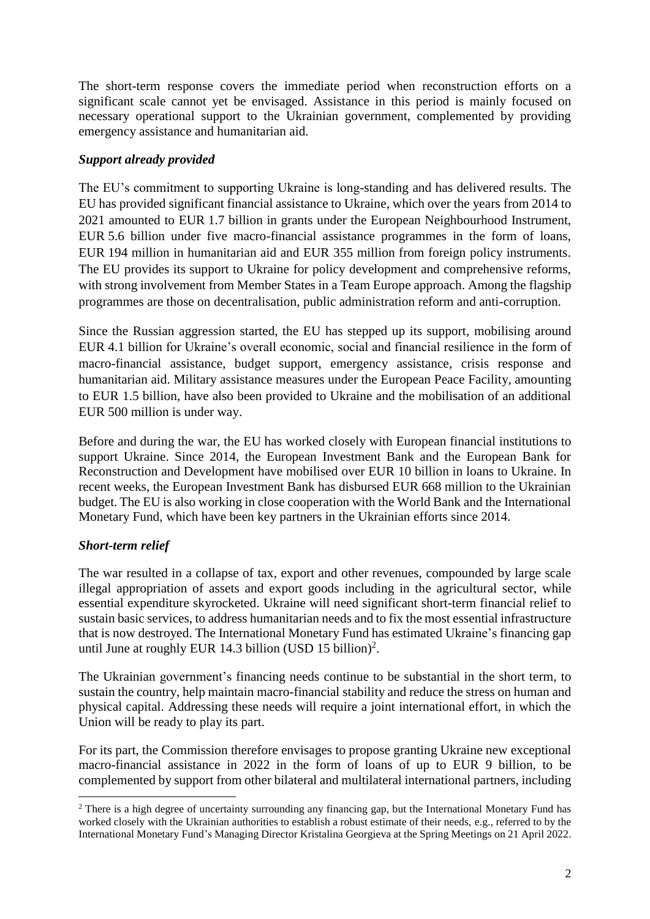The short-term response covers the immediate period when reconstruction efforts on a significant scale cannot yet be envisaged. Assistance in this period is mainly focused on necessary operational support to the Ukrainian government, complemented by providing emergency assistance and humanitarian aid.

### *Support already provided*

The EU's commitment to supporting Ukraine is long-standing and has delivered results. The EU has provided significant financial assistance to Ukraine, which over the years from 2014 to 2021 amounted to EUR 1.7 billion in grants under the European Neighbourhood Instrument, EUR 5.6 billion under five macro-financial assistance programmes in the form of loans, EUR 194 million in humanitarian aid and EUR 355 million from foreign policy instruments. The EU provides its support to Ukraine for policy development and comprehensive reforms, with strong involvement from Member States in a Team Europe approach. Among the flagship programmes are those on decentralisation, public administration reform and anti-corruption.

Since the Russian aggression started, the EU has stepped up its support, mobilising around EUR 4.1 billion for Ukraine's overall economic, social and financial resilience in the form of macro-financial assistance, budget support, emergency assistance, crisis response and humanitarian aid. Military assistance measures under the European Peace Facility, amounting to EUR 1.5 billion, have also been provided to Ukraine and the mobilisation of an additional EUR 500 million is under way.

Before and during the war, the EU has worked closely with European financial institutions to support Ukraine. Since 2014, the European Investment Bank and the European Bank for Reconstruction and Development have mobilised over EUR 10 billion in loans to Ukraine. In recent weeks, the European Investment Bank has disbursed EUR 668 million to the Ukrainian budget. The EU is also working in close cooperation with the World Bank and the International Monetary Fund, which have been key partners in the Ukrainian efforts since 2014.

### *Short-term relief*

The war resulted in a collapse of tax, export and other revenues, compounded by large scale illegal appropriation of assets and export goods including in the agricultural sector, while essential expenditure skyrocketed. Ukraine will need significant short-term financial relief to sustain basic services, to address humanitarian needs and to fix the most essential infrastructure that is now destroyed. The International Monetary Fund has estimated Ukraine's financing gap until June at roughly EUR 14.3 billion (USD 15 billion)[2].

The Ukrainian government's financing needs continue to be substantial in the short term, to sustain the country, help maintain macro-financial stability and reduce the stress on human and physical capital. Addressing these needs will require a joint international effort, in which the Union will be ready to play its part.

For its part, the Commission therefore envisages to propose granting Ukraine new exceptional macro-financial assistance in 2022 in the form of loans of up to EUR 9 billion, to be complemented by support from other bilateral and multilateral international partners, including

---

[2] There is a high degree of uncertainty surrounding any financing gap, but the International Monetary Fund has worked closely with the Ukrainian authorities to establish a robust estimate of their needs, e.g., referred to by the International Monetary Fund's Managing Director Kristalina Georgieva at the Spring Meetings on 21 April 2022.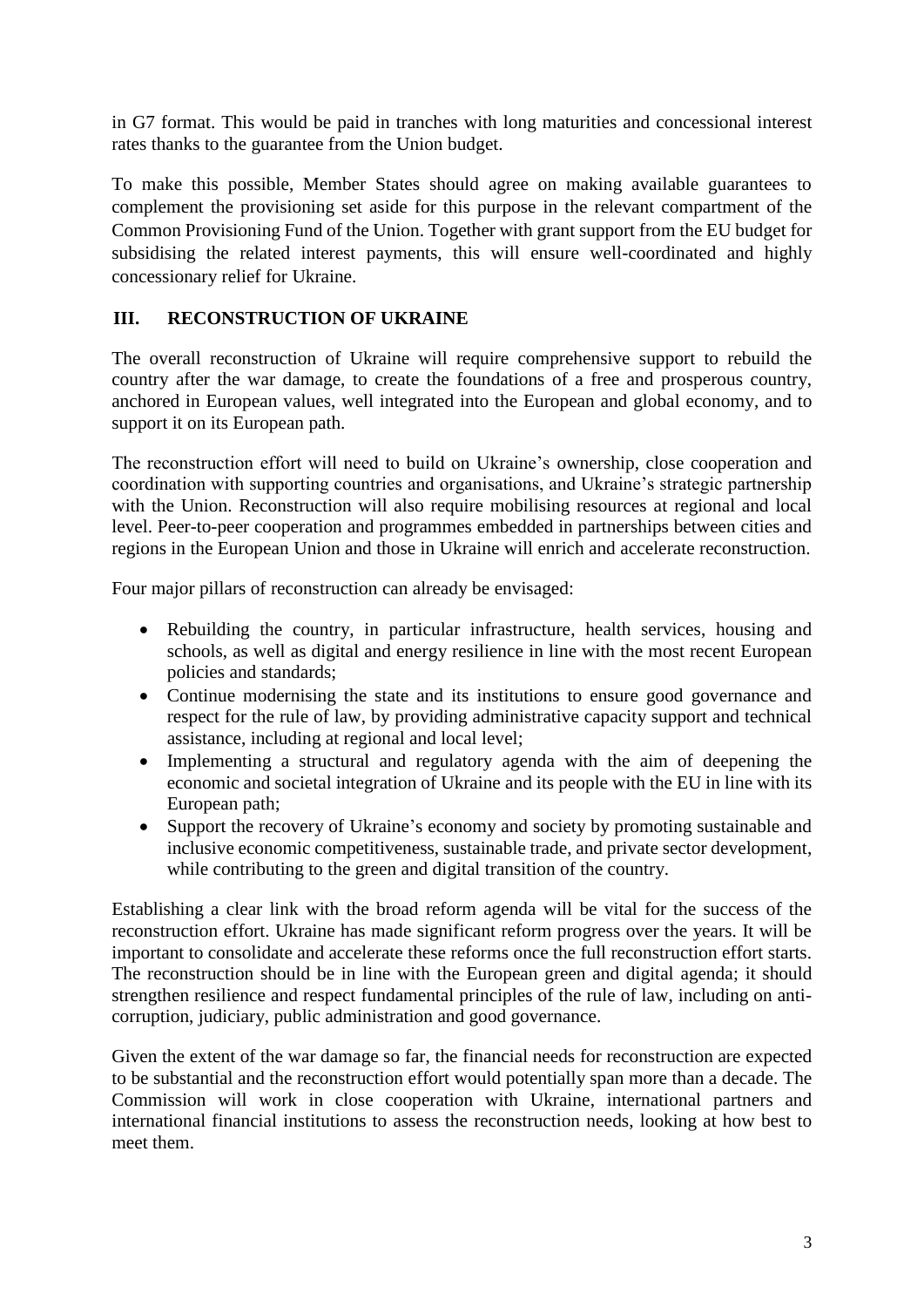in G7 format. This would be paid in tranches with long maturities and concessional interest rates thanks to the guarantee from the Union budget.

To make this possible, Member States should agree on making available guarantees to complement the provisioning set aside for this purpose in the relevant compartment of the Common Provisioning Fund of the Union. Together with grant support from the EU budget for subsidising the related interest payments, this will ensure well-coordinated and highly concessionary relief for Ukraine.

## III. RECONSTRUCTION OF UKRAINE

The overall reconstruction of Ukraine will require comprehensive support to rebuild the country after the war damage, to create the foundations of a free and prosperous country, anchored in European values, well integrated into the European and global economy, and to support it on its European path.

The reconstruction effort will need to build on Ukraine's ownership, close cooperation and coordination with supporting countries and organisations, and Ukraine's strategic partnership with the Union. Reconstruction will also require mobilising resources at regional and local level. Peer-to-peer cooperation and programmes embedded in partnerships between cities and regions in the European Union and those in Ukraine will enrich and accelerate reconstruction.

Four major pillars of reconstruction can already be envisaged:

- Rebuilding the country, in particular infrastructure, health services, housing and schools, as well as digital and energy resilience in line with the most recent European policies and standards;
- Continue modernising the state and its institutions to ensure good governance and respect for the rule of law, by providing administrative capacity support and technical assistance, including at regional and local level;
- Implementing a structural and regulatory agenda with the aim of deepening the economic and societal integration of Ukraine and its people with the EU in line with its European path;
- Support the recovery of Ukraine's economy and society by promoting sustainable and inclusive economic competitiveness, sustainable trade, and private sector development, while contributing to the green and digital transition of the country.

Establishing a clear link with the broad reform agenda will be vital for the success of the reconstruction effort. Ukraine has made significant reform progress over the years. It will be important to consolidate and accelerate these reforms once the full reconstruction effort starts. The reconstruction should be in line with the European green and digital agenda; it should strengthen resilience and respect fundamental principles of the rule of law, including on anti-corruption, judiciary, public administration and good governance.

Given the extent of the war damage so far, the financial needs for reconstruction are expected to be substantial and the reconstruction effort would potentially span more than a decade. The Commission will work in close cooperation with Ukraine, international partners and international financial institutions to assess the reconstruction needs, looking at how best to meet them.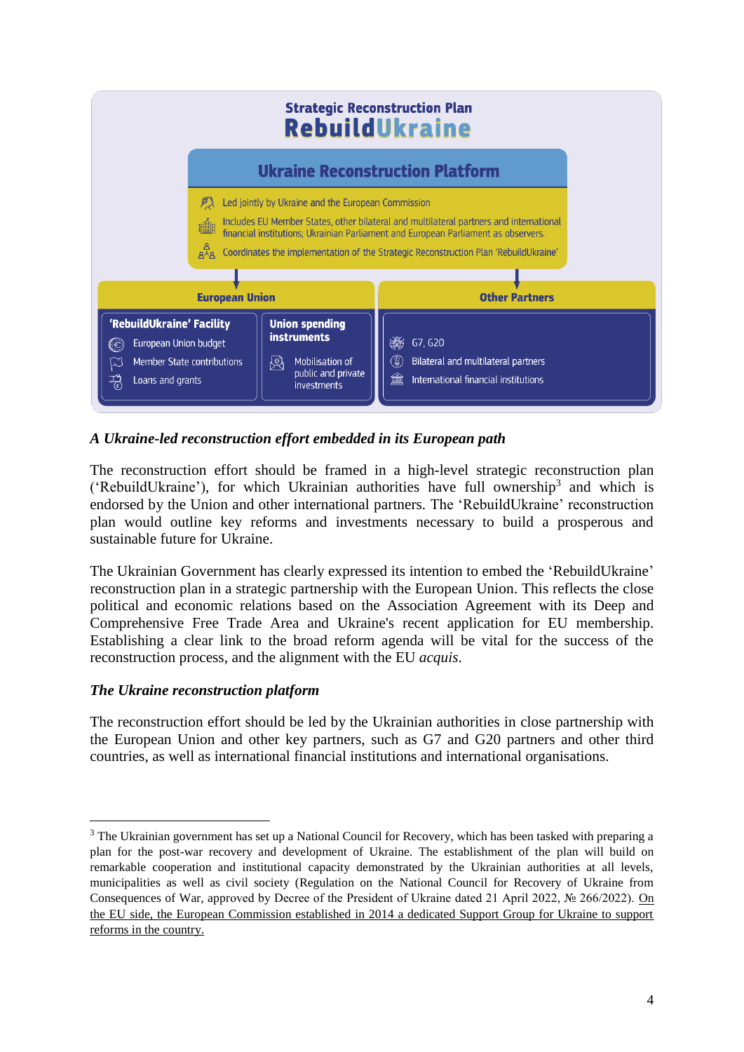**Strategic Reconstruction Plan**
**RebuildUkraine**

**Ukraine Reconstruction Platform**

- Led jointly by Ukraine and the European Commission
- Includes EU Member States, other bilateral and multilateral partners and international financial institutions; Ukrainian Parliament and European Parliament as observers.
- Coordinates the implementation of the Strategic Reconstruction Plan 'RebuildUkraine'

**European Union**

**'RebuildUkraine' Facility**
- European Union budget
- Member State contributions
- Loans and grants

**Union spending instruments**
- Mobilisation of public and private investments

**Other Partners**
- G7, G20
- Bilateral and multilateral partners
- International financial institutions

*A Ukraine-led reconstruction effort embedded in its European path*

The reconstruction effort should be framed in a high-level strategic reconstruction plan ('RebuildUkraine'), for which Ukrainian authorities have full ownership[3] and which is endorsed by the Union and other international partners. The 'RebuildUkraine' reconstruction plan would outline key reforms and investments necessary to build a prosperous and sustainable future for Ukraine.

The Ukrainian Government has clearly expressed its intention to embed the 'RebuildUkraine' reconstruction plan in a strategic partnership with the European Union. This reflects the close political and economic relations based on the Association Agreement with its Deep and Comprehensive Free Trade Area and Ukraine's recent application for EU membership. Establishing a clear link to the broad reform agenda will be vital for the success of the reconstruction process, and the alignment with the EU *acquis*.

*The Ukraine reconstruction platform*

The reconstruction effort should be led by the Ukrainian authorities in close partnership with the European Union and other key partners, such as G7 and G20 partners and other third countries, as well as international financial institutions and international organisations.

[3] The Ukrainian government has set up a National Council for Recovery, which has been tasked with preparing a plan for the post-war recovery and development of Ukraine. The establishment of the plan will build on remarkable cooperation and institutional capacity demonstrated by the Ukrainian authorities at all levels, municipalities as well as civil society (Regulation on the National Council for Recovery of Ukraine from Consequences of War, approved by Decree of the President of Ukraine dated 21 April 2022, № 266/2022). On the EU side, the European Commission established in 2014 a dedicated Support Group for Ukraine to support reforms in the country.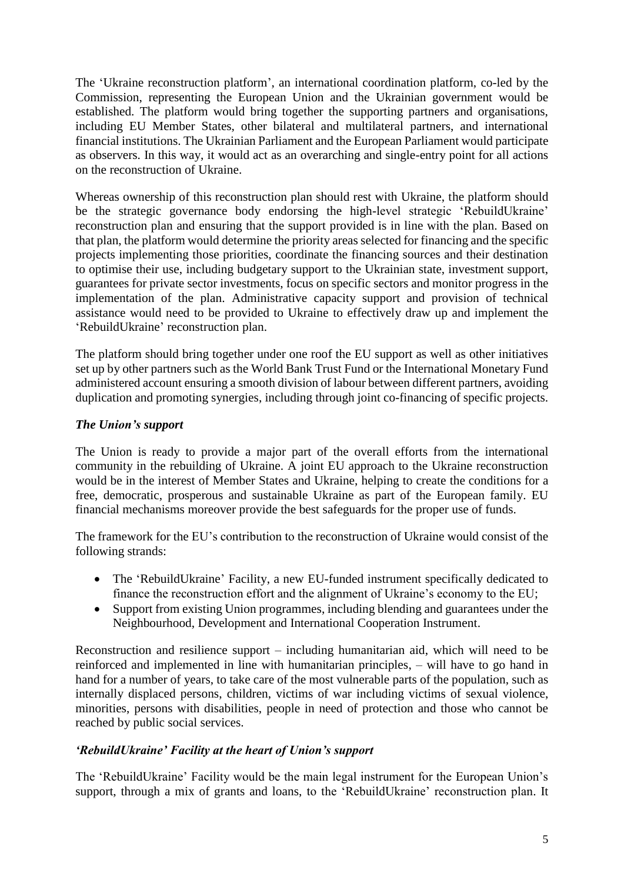The 'Ukraine reconstruction platform', an international coordination platform, co-led by the Commission, representing the European Union and the Ukrainian government would be established. The platform would bring together the supporting partners and organisations, including EU Member States, other bilateral and multilateral partners, and international financial institutions. The Ukrainian Parliament and the European Parliament would participate as observers. In this way, it would act as an overarching and single-entry point for all actions on the reconstruction of Ukraine.

Whereas ownership of this reconstruction plan should rest with Ukraine, the platform should be the strategic governance body endorsing the high-level strategic 'RebuildUkraine' reconstruction plan and ensuring that the support provided is in line with the plan. Based on that plan, the platform would determine the priority areas selected for financing and the specific projects implementing those priorities, coordinate the financing sources and their destination to optimise their use, including budgetary support to the Ukrainian state, investment support, guarantees for private sector investments, focus on specific sectors and monitor progress in the implementation of the plan. Administrative capacity support and provision of technical assistance would need to be provided to Ukraine to effectively draw up and implement the 'RebuildUkraine' reconstruction plan.

The platform should bring together under one roof the EU support as well as other initiatives set up by other partners such as the World Bank Trust Fund or the International Monetary Fund administered account ensuring a smooth division of labour between different partners, avoiding duplication and promoting synergies, including through joint co-financing of specific projects.

### *The Union's support*

The Union is ready to provide a major part of the overall efforts from the international community in the rebuilding of Ukraine. A joint EU approach to the Ukraine reconstruction would be in the interest of Member States and Ukraine, helping to create the conditions for a free, democratic, prosperous and sustainable Ukraine as part of the European family. EU financial mechanisms moreover provide the best safeguards for the proper use of funds.

The framework for the EU's contribution to the reconstruction of Ukraine would consist of the following strands:

- The 'RebuildUkraine' Facility, a new EU-funded instrument specifically dedicated to finance the reconstruction effort and the alignment of Ukraine's economy to the EU;
- Support from existing Union programmes, including blending and guarantees under the Neighbourhood, Development and International Cooperation Instrument.

Reconstruction and resilience support – including humanitarian aid, which will need to be reinforced and implemented in line with humanitarian principles, – will have to go hand in hand for a number of years, to take care of the most vulnerable parts of the population, such as internally displaced persons, children, victims of war including victims of sexual violence, minorities, persons with disabilities, people in need of protection and those who cannot be reached by public social services.

### *'RebuildUkraine' Facility at the heart of Union's support*

The 'RebuildUkraine' Facility would be the main legal instrument for the European Union's support, through a mix of grants and loans, to the 'RebuildUkraine' reconstruction plan. It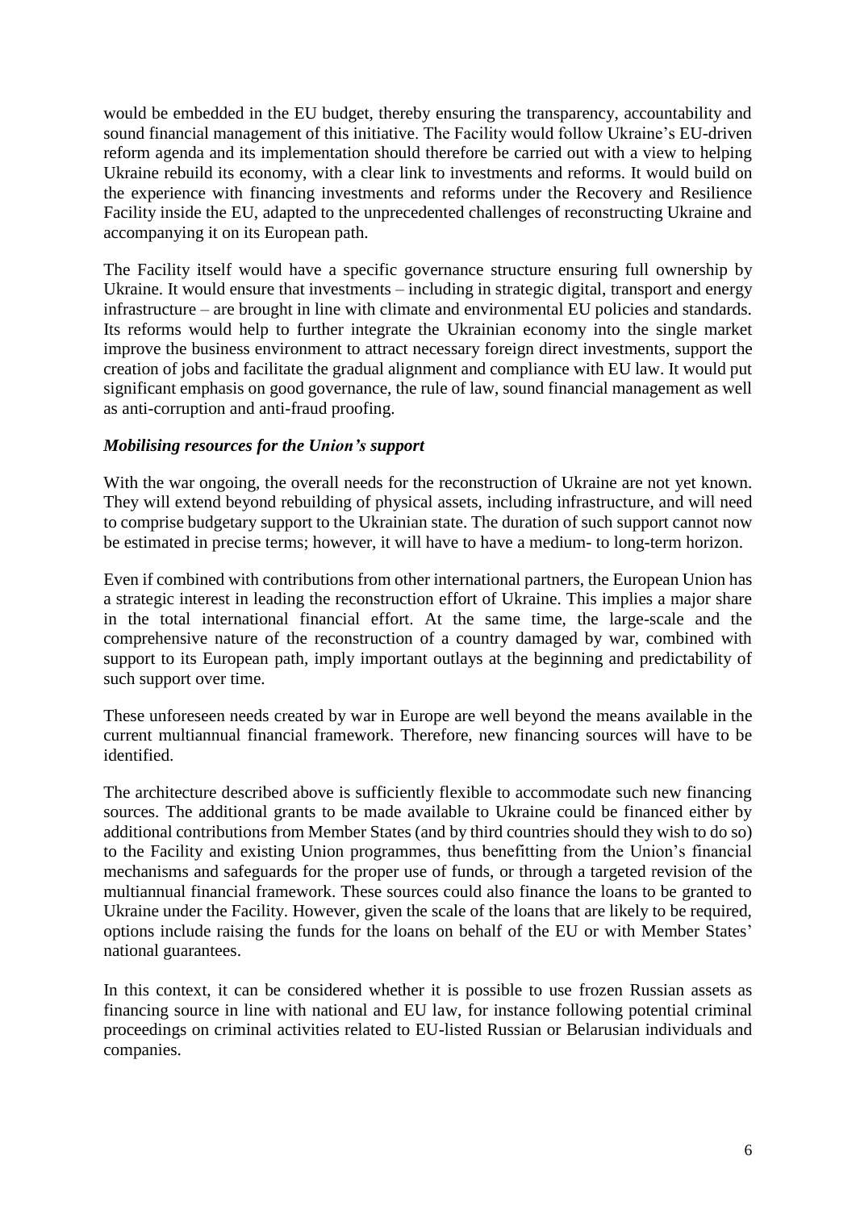would be embedded in the EU budget, thereby ensuring the transparency, accountability and sound financial management of this initiative. The Facility would follow Ukraine's EU-driven reform agenda and its implementation should therefore be carried out with a view to helping Ukraine rebuild its economy, with a clear link to investments and reforms. It would build on the experience with financing investments and reforms under the Recovery and Resilience Facility inside the EU, adapted to the unprecedented challenges of reconstructing Ukraine and accompanying it on its European path.

The Facility itself would have a specific governance structure ensuring full ownership by Ukraine. It would ensure that investments – including in strategic digital, transport and energy infrastructure – are brought in line with climate and environmental EU policies and standards. Its reforms would help to further integrate the Ukrainian economy into the single market improve the business environment to attract necessary foreign direct investments, support the creation of jobs and facilitate the gradual alignment and compliance with EU law. It would put significant emphasis on good governance, the rule of law, sound financial management as well as anti-corruption and anti-fraud proofing.

***Mobilising resources for the Union's support***

With the war ongoing, the overall needs for the reconstruction of Ukraine are not yet known. They will extend beyond rebuilding of physical assets, including infrastructure, and will need to comprise budgetary support to the Ukrainian state. The duration of such support cannot now be estimated in precise terms; however, it will have to have a medium- to long-term horizon.

Even if combined with contributions from other international partners, the European Union has a strategic interest in leading the reconstruction effort of Ukraine. This implies a major share in the total international financial effort. At the same time, the large-scale and the comprehensive nature of the reconstruction of a country damaged by war, combined with support to its European path, imply important outlays at the beginning and predictability of such support over time.

These unforeseen needs created by war in Europe are well beyond the means available in the current multiannual financial framework. Therefore, new financing sources will have to be identified.

The architecture described above is sufficiently flexible to accommodate such new financing sources. The additional grants to be made available to Ukraine could be financed either by additional contributions from Member States (and by third countries should they wish to do so) to the Facility and existing Union programmes, thus benefitting from the Union's financial mechanisms and safeguards for the proper use of funds, or through a targeted revision of the multiannual financial framework. These sources could also finance the loans to be granted to Ukraine under the Facility. However, given the scale of the loans that are likely to be required, options include raising the funds for the loans on behalf of the EU or with Member States' national guarantees.

In this context, it can be considered whether it is possible to use frozen Russian assets as financing source in line with national and EU law, for instance following potential criminal proceedings on criminal activities related to EU-listed Russian or Belarusian individuals and companies.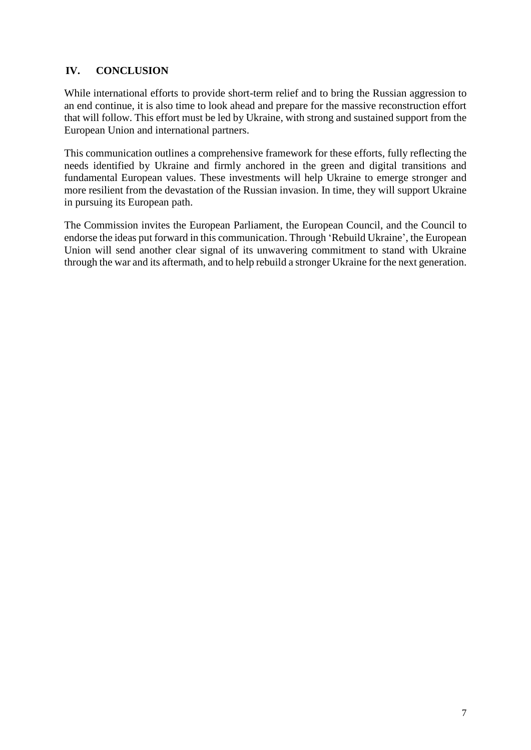## IV. CONCLUSION

While international efforts to provide short-term relief and to bring the Russian aggression to an end continue, it is also time to look ahead and prepare for the massive reconstruction effort that will follow. This effort must be led by Ukraine, with strong and sustained support from the European Union and international partners.

This communication outlines a comprehensive framework for these efforts, fully reflecting the needs identified by Ukraine and firmly anchored in the green and digital transitions and fundamental European values. These investments will help Ukraine to emerge stronger and more resilient from the devastation of the Russian invasion. In time, they will support Ukraine in pursuing its European path.

The Commission invites the European Parliament, the European Council, and the Council to endorse the ideas put forward in this communication. Through 'Rebuild Ukraine', the European Union will send another clear signal of its unwavering commitment to stand with Ukraine through the war and its aftermath, and to help rebuild a stronger Ukraine for the next generation.